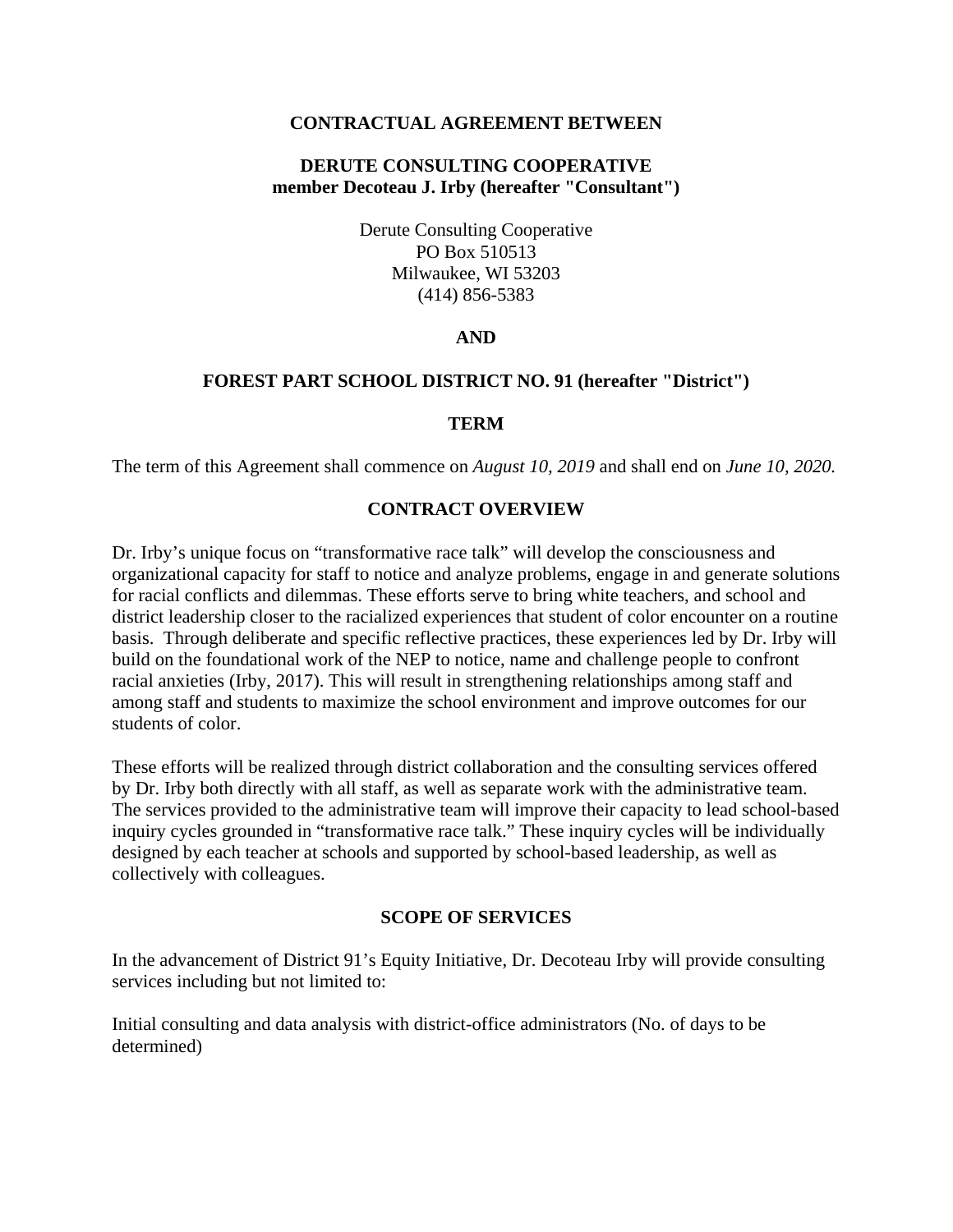**CONTRACTUAL AGREEMENT BETWEEN**

**DERUTE CONSULTING COOPERATIVE**
**member Decoteau J. Irby (hereafter "Consultant")**

Derute Consulting Cooperative
PO Box 510513
Milwaukee, WI 53203
(414) 856-5383

**AND**

**FOREST PART SCHOOL DISTRICT NO. 91 (hereafter "District")**

## TERM

The term of this Agreement shall commence on *August 10, 2019* and shall end on *June 10, 2020.*

## CONTRACT OVERVIEW

Dr. Irby's unique focus on "transformative race talk" will develop the consciousness and organizational capacity for staff to notice and analyze problems, engage in and generate solutions for racial conflicts and dilemmas. These efforts serve to bring white teachers, and school and district leadership closer to the racialized experiences that student of color encounter on a routine basis. Through deliberate and specific reflective practices, these experiences led by Dr. Irby will build on the foundational work of the NEP to notice, name and challenge people to confront racial anxieties (Irby, 2017). This will result in strengthening relationships among staff and among staff and students to maximize the school environment and improve outcomes for our students of color.

These efforts will be realized through district collaboration and the consulting services offered by Dr. Irby both directly with all staff, as well as separate work with the administrative team. The services provided to the administrative team will improve their capacity to lead school-based inquiry cycles grounded in "transformative race talk." These inquiry cycles will be individually designed by each teacher at schools and supported by school-based leadership, as well as collectively with colleagues.

## SCOPE OF SERVICES

In the advancement of District 91's Equity Initiative, Dr. Decoteau Irby will provide consulting services including but not limited to:

Initial consulting and data analysis with district-office administrators (No. of days to be determined)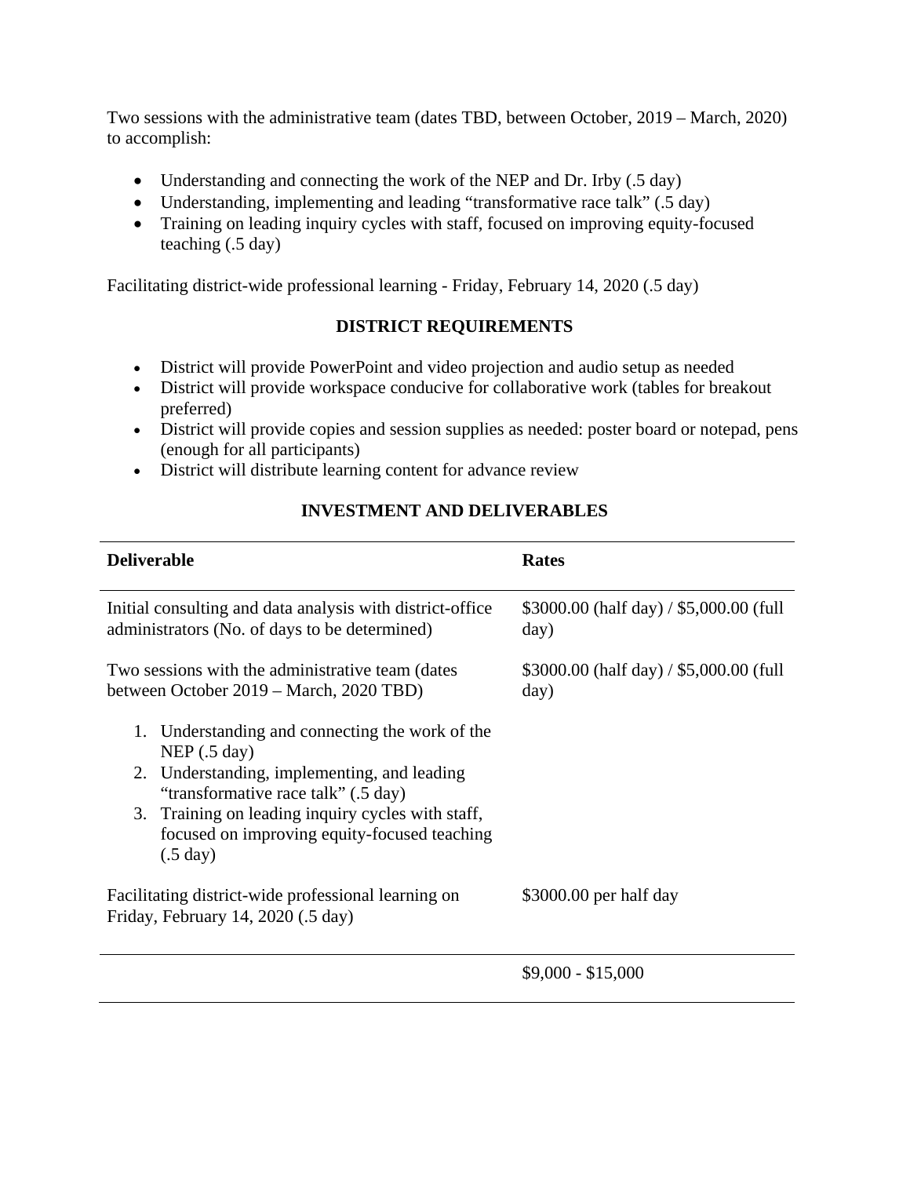Two sessions with the administrative team (dates TBD, between October, 2019 – March, 2020) to accomplish:

- Understanding and connecting the work of the NEP and Dr. Irby (.5 day)
- Understanding, implementing and leading "transformative race talk" (.5 day)
- Training on leading inquiry cycles with staff, focused on improving equity-focused teaching (.5 day)

Facilitating district-wide professional learning - Friday, February 14, 2020 (.5 day)

### DISTRICT REQUIREMENTS

- District will provide PowerPoint and video projection and audio setup as needed
- District will provide workspace conducive for collaborative work (tables for breakout preferred)
- District will provide copies and session supplies as needed: poster board or notepad, pens (enough for all participants)
- District will distribute learning content for advance review

### INVESTMENT AND DELIVERABLES

| Deliverable | Rates |
|---|---|
| Initial consulting and data analysis with district-office administrators (No. of days to be determined) | $3000.00 (half day) / $5,000.00 (full day) |
| Two sessions with the administrative team (dates between October 2019 – March, 2020 TBD)<br>1. Understanding and connecting the work of the NEP (.5 day)<br>2. Understanding, implementing, and leading "transformative race talk" (.5 day)<br>3. Training on leading inquiry cycles with staff, focused on improving equity-focused teaching (.5 day) | $3000.00 (half day) / $5,000.00 (full day) |
| Facilitating district-wide professional learning on Friday, February 14, 2020 (.5 day) | $3000.00 per half day |
| | $9,000 - $15,000 |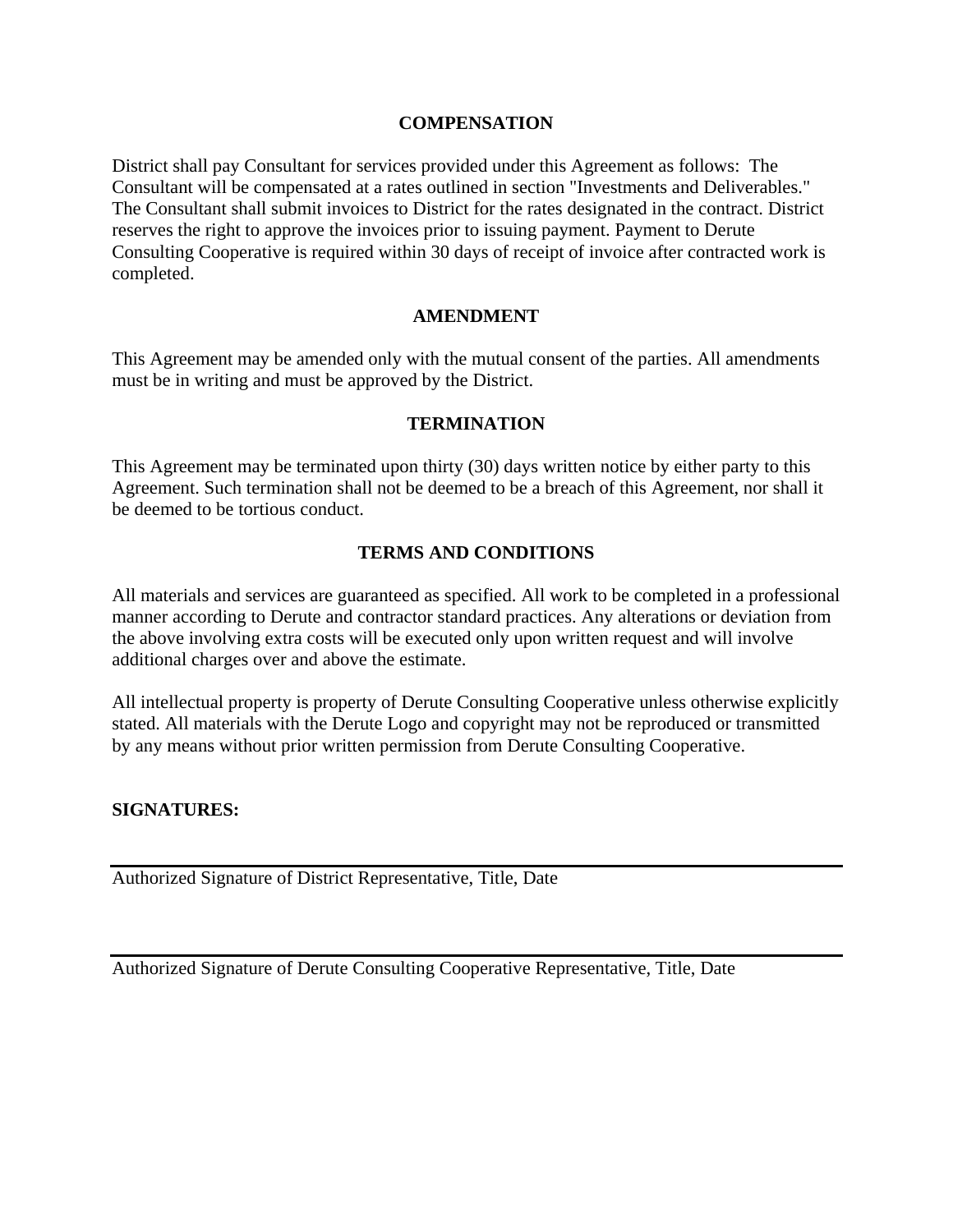## COMPENSATION

District shall pay Consultant for services provided under this Agreement as follows: The Consultant will be compensated at a rates outlined in section "Investments and Deliverables." The Consultant shall submit invoices to District for the rates designated in the contract. District reserves the right to approve the invoices prior to issuing payment. Payment to Derute Consulting Cooperative is required within 30 days of receipt of invoice after contracted work is completed.

## AMENDMENT

This Agreement may be amended only with the mutual consent of the parties. All amendments must be in writing and must be approved by the District.

## TERMINATION

This Agreement may be terminated upon thirty (30) days written notice by either party to this Agreement. Such termination shall not be deemed to be a breach of this Agreement, nor shall it be deemed to be tortious conduct.

## TERMS AND CONDITIONS

All materials and services are guaranteed as specified. All work to be completed in a professional manner according to Derute and contractor standard practices. Any alterations or deviation from the above involving extra costs will be executed only upon written request and will involve additional charges over and above the estimate.

All intellectual property is property of Derute Consulting Cooperative unless otherwise explicitly stated. All materials with the Derute Logo and copyright may not be reproduced or transmitted by any means without prior written permission from Derute Consulting Cooperative.

**SIGNATURES:**

---

Authorized Signature of District Representative, Title, Date

---

Authorized Signature of Derute Consulting Cooperative Representative, Title, Date